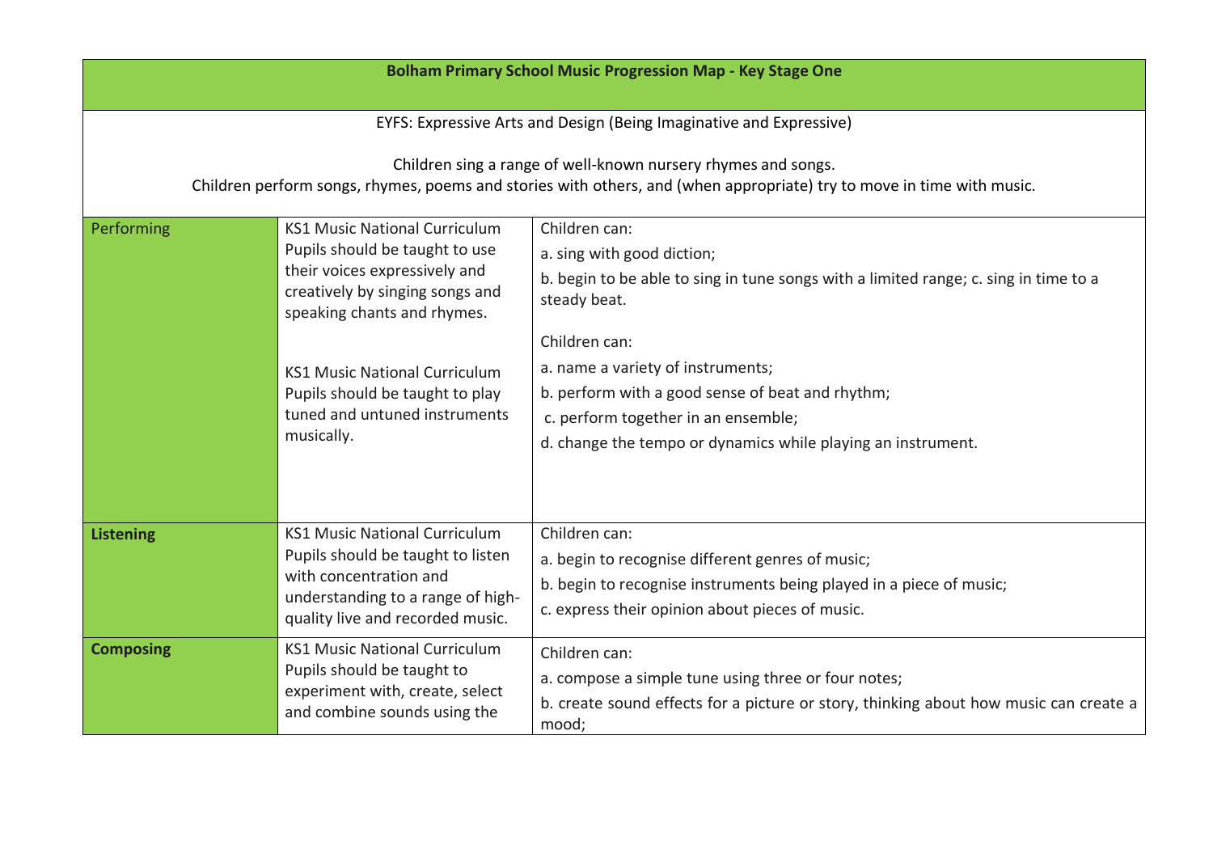| Bolham Primary School Music Progression Map - Key Stage One | | |
|---|---|---|
| EYFS: Expressive Arts and Design (Being Imaginative and Expressive)<br><br>Children sing a range of well-known nursery rhymes and songs.<br>Children perform songs, rhymes, poems and stories with others, and (when appropriate) try to move in time with music. | | |
| Performing | KS1 Music National Curriculum Pupils should be taught to use their voices expressively and creatively by singing songs and speaking chants and rhymes.<br><br>KS1 Music National Curriculum Pupils should be taught to play tuned and untuned instruments musically. | Children can:<br>a. sing with good diction;<br>b. begin to be able to sing in tune songs with a limited range; c. sing in time to a steady beat.<br><br>Children can:<br>a. name a variety of instruments;<br>b. perform with a good sense of beat and rhythm;<br>c. perform together in an ensemble;<br>d. change the tempo or dynamics while playing an instrument. |
| **Listening** | KS1 Music National Curriculum Pupils should be taught to listen with concentration and understanding to a range of high-quality live and recorded music. | Children can:<br>a. begin to recognise different genres of music;<br>b. begin to recognise instruments being played in a piece of music;<br>c. express their opinion about pieces of music. |
| **Composing** | KS1 Music National Curriculum Pupils should be taught to experiment with, create, select and combine sounds using the | Children can:<br>a. compose a simple tune using three or four notes;<br>b. create sound effects for a picture or story, thinking about how music can create a mood; |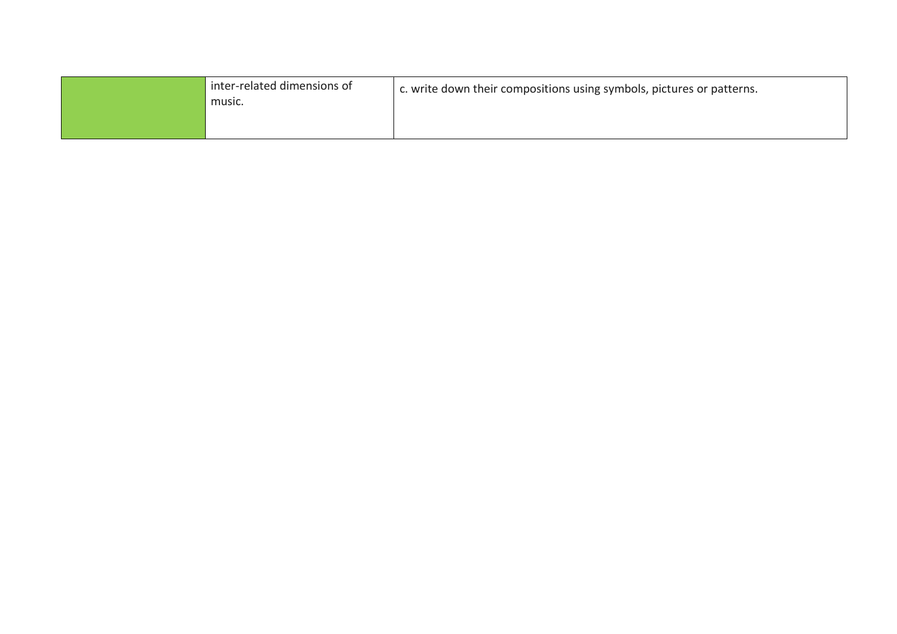| | | |
|---|---|---|
| | inter-related dimensions of music. | c. write down their compositions using symbols, pictures or patterns. |